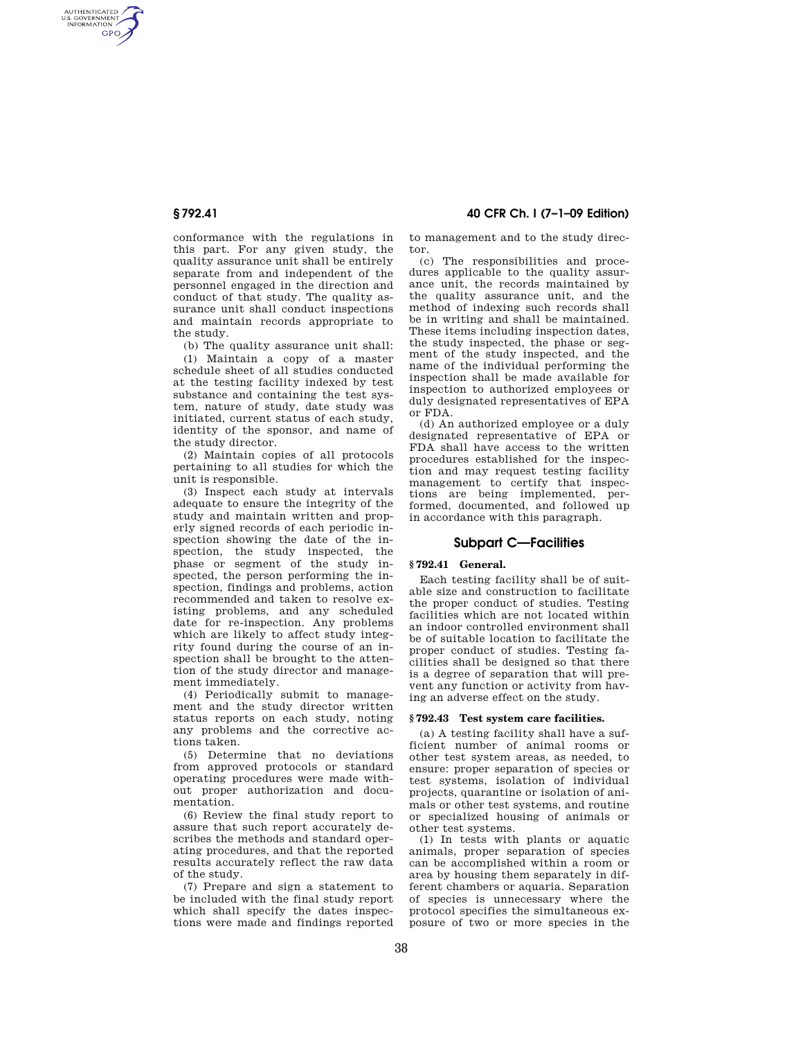conformance with the regulations in this part. For any given study, the quality assurance unit shall be entirely separate from and independent of the personnel engaged in the direction and conduct of that study. The quality assurance unit shall conduct inspections and maintain records appropriate to the study.

(b) The quality assurance unit shall:

(1) Maintain a copy of a master schedule sheet of all studies conducted at the testing facility indexed by test substance and containing the test system, nature of study, date study was initiated, current status of each study, identity of the sponsor, and name of the study director.

(2) Maintain copies of all protocols pertaining to all studies for which the unit is responsible.

(3) Inspect each study at intervals adequate to ensure the integrity of the study and maintain written and properly signed records of each periodic inspection showing the date of the inspection, the study inspected, the phase or segment of the study inspected, the person performing the inspection, findings and problems, action recommended and taken to resolve existing problems, and any scheduled date for re-inspection. Any problems which are likely to affect study integrity found during the course of an inspection shall be brought to the attention of the study director and management immediately.

(4) Periodically submit to management and the study director written status reports on each study, noting any problems and the corrective actions taken.

(5) Determine that no deviations from approved protocols or standard operating procedures were made without proper authorization and documentation.

(6) Review the final study report to assure that such report accurately describes the methods and standard operating procedures, and that the reported results accurately reflect the raw data of the study.

(7) Prepare and sign a statement to be included with the final study report which shall specify the dates inspections were made and findings reported to management and to the study director.

(c) The responsibilities and procedures applicable to the quality assurance unit, the records maintained by the quality assurance unit, and the method of indexing such records shall be in writing and shall be maintained. These items including inspection dates, the study inspected, the phase or segment of the study inspected, and the name of the individual performing the inspection shall be made available for inspection to authorized employees or duly designated representatives of EPA or FDA.

(d) An authorized employee or a duly designated representative of EPA or FDA shall have access to the written procedures established for the inspection and may request testing facility management to certify that inspections are being implemented, performed, documented, and followed up in accordance with this paragraph.

## Subpart C—Facilities

### § 792.41 General.

Each testing facility shall be of suitable size and construction to facilitate the proper conduct of studies. Testing facilities which are not located within an indoor controlled environment shall be of suitable location to facilitate the proper conduct of studies. Testing facilities shall be designed so that there is a degree of separation that will prevent any function or activity from having an adverse effect on the study.

### § 792.43 Test system care facilities.

(a) A testing facility shall have a sufficient number of animal rooms or other test system areas, as needed, to ensure: proper separation of species or test systems, isolation of individual projects, quarantine or isolation of animals or other test systems, and routine or specialized housing of animals or other test systems.

(1) In tests with plants or aquatic animals, proper separation of species can be accomplished within a room or area by housing them separately in different chambers or aquaria. Separation of species is unnecessary where the protocol specifies the simultaneous exposure of two or more species in the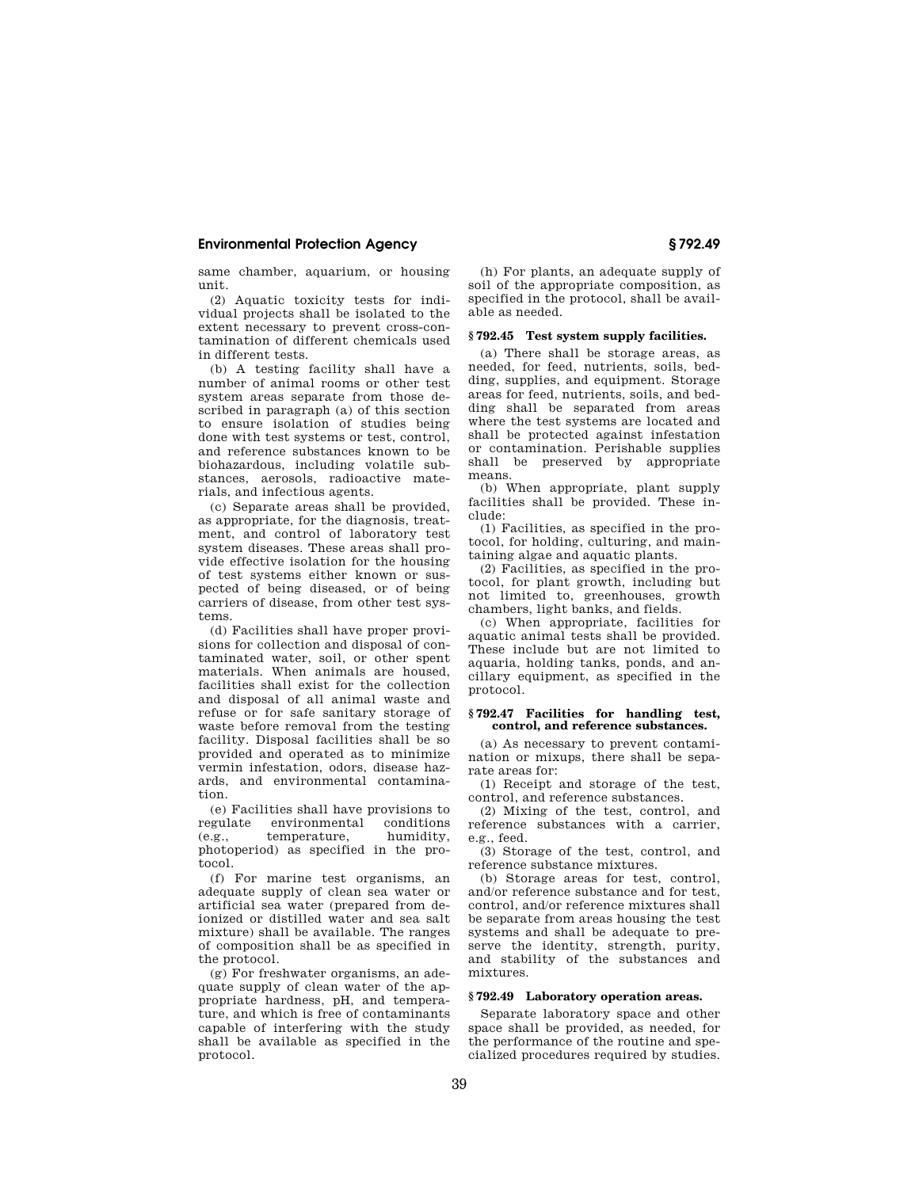same chamber, aquarium, or housing unit.

(2) Aquatic toxicity tests for individual projects shall be isolated to the extent necessary to prevent cross-contamination of different chemicals used in different tests.

(b) A testing facility shall have a number of animal rooms or other test system areas separate from those described in paragraph (a) of this section to ensure isolation of studies being done with test systems or test, control, and reference substances known to be biohazardous, including volatile substances, aerosols, radioactive materials, and infectious agents.

(c) Separate areas shall be provided, as appropriate, for the diagnosis, treatment, and control of laboratory test system diseases. These areas shall provide effective isolation for the housing of test systems either known or suspected of being diseased, or of being carriers of disease, from other test systems.

(d) Facilities shall have proper provisions for collection and disposal of contaminated water, soil, or other spent materials. When animals are housed, facilities shall exist for the collection and disposal of all animal waste and refuse or for safe sanitary storage of waste before removal from the testing facility. Disposal facilities shall be so provided and operated as to minimize vermin infestation, odors, disease hazards, and environmental contamination.

(e) Facilities shall have provisions to regulate environmental conditions (e.g., temperature, humidity, photoperiod) as specified in the protocol.

(f) For marine test organisms, an adequate supply of clean sea water or artificial sea water (prepared from deionized or distilled water and sea salt mixture) shall be available. The ranges of composition shall be as specified in the protocol.

(g) For freshwater organisms, an adequate supply of clean water of the appropriate hardness, pH, and temperature, and which is free of contaminants capable of interfering with the study shall be available as specified in the protocol.

(h) For plants, an adequate supply of soil of the appropriate composition, as specified in the protocol, shall be available as needed.

### § 792.45 Test system supply facilities.

(a) There shall be storage areas, as needed, for feed, nutrients, soils, bedding, supplies, and equipment. Storage areas for feed, nutrients, soils, and bedding shall be separated from areas where the test systems are located and shall be protected against infestation or contamination. Perishable supplies shall be preserved by appropriate means.

(b) When appropriate, plant supply facilities shall be provided. These include:

(1) Facilities, as specified in the protocol, for holding, culturing, and maintaining algae and aquatic plants.

(2) Facilities, as specified in the protocol, for plant growth, including but not limited to, greenhouses, growth chambers, light banks, and fields.

(c) When appropriate, facilities for aquatic animal tests shall be provided. These include but are not limited to aquaria, holding tanks, ponds, and ancillary equipment, as specified in the protocol.

### § 792.47 Facilities for handling test, control, and reference substances.

(a) As necessary to prevent contamination or mixups, there shall be separate areas for:

(1) Receipt and storage of the test, control, and reference substances.

(2) Mixing of the test, control, and reference substances with a carrier, e.g., feed.

(3) Storage of the test, control, and reference substance mixtures.

(b) Storage areas for test, control, and/or reference substance and for test, control, and/or reference mixtures shall be separate from areas housing the test systems and shall be adequate to preserve the identity, strength, purity, and stability of the substances and mixtures.

### § 792.49 Laboratory operation areas.

Separate laboratory space and other space shall be provided, as needed, for the performance of the routine and specialized procedures required by studies.